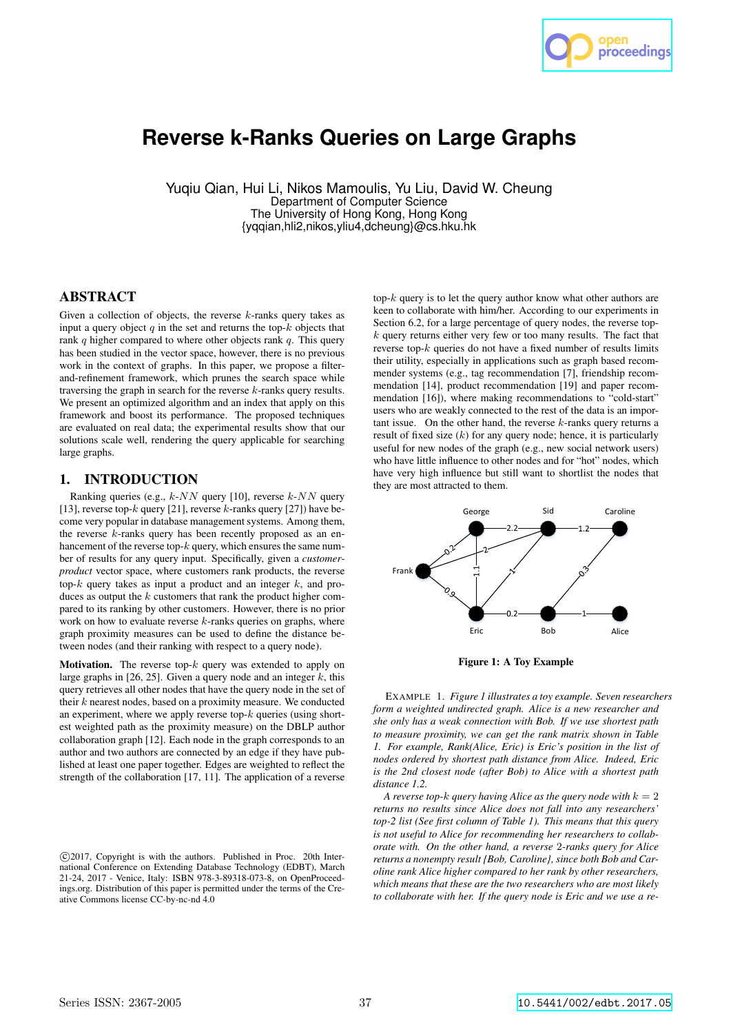# Reverse k-Ranks Queries on Large Graphs

Yuqiu Qian, Hui Li, Nikos Mamoulis, Yu Liu, David W. Cheung
Department of Computer Science
The University of Hong Kong, Hong Kong
{yqqian,hli2,nikos,yliu4,dcheung}@cs.hku.hk

## ABSTRACT

Given a collection of objects, the reverse $k$-ranks query takes as input a query object $q$ in the set and returns the top-$k$ objects that rank $q$ higher compared to where other objects rank $q$. This query has been studied in the vector space, however, there is no previous work in the context of graphs. In this paper, we propose a filter-and-refinement framework, which prunes the search space while traversing the graph in search for the reverse $k$-ranks query results. We present an optimized algorithm and an index that apply on this framework and boost its performance. The proposed techniques are evaluated on real data; the experimental results show that our solutions scale well, rendering the query applicable for searching large graphs.

## 1. INTRODUCTION

Ranking queries (e.g., $k$-$NN$ query [10], reverse $k$-$NN$ query [13], reverse top-$k$ query [21], reverse $k$-ranks query [27]) have become very popular in database management systems. Among them, the reverse $k$-ranks query has been recently proposed as an enhancement of the reverse top-$k$ query, which ensures the same number of results for any query input. Specifically, given a *customer-product* vector space, where customers rank products, the reverse top-$k$ query takes as input a product and an integer $k$, and produces as output the $k$ customers that rank the product higher compared to its ranking by other customers. However, there is no prior work on how to evaluate reverse $k$-ranks queries on graphs, where graph proximity measures can be used to define the distance between nodes (and their ranking with respect to a query node).

**Motivation.** The reverse top-$k$ query was extended to apply on large graphs in [26, 25]. Given a query node and an integer $k$, this query retrieves all other nodes that have the query node in the set of their $k$ nearest nodes, based on a proximity measure. We conducted an experiment, where we apply reverse top-$k$ queries (using shortest weighted path as the proximity measure) on the DBLP author collaboration graph [12]. Each node in the graph corresponds to an author and two authors are connected by an edge if they have published at least one paper together. Edges are weighted to reflect the strength of the collaboration [17, 11]. The application of a reverse top-$k$ query is to let the query author know what other authors are keen to collaborate with him/her. According to our experiments in Section 6.2, for a large percentage of query nodes, the reverse top-$k$ query returns either very few or too many results. The fact that reverse top-$k$ queries do not have a fixed number of results limits their utility, especially in applications such as graph based recommender systems (e.g., tag recommendation [7], friendship recommendation [14], product recommendation [19] and paper recommendation [16]), where making recommendations to "cold-start" users who are weakly connected to the rest of the data is an important issue. On the other hand, the reverse $k$-ranks query returns a result of fixed size ($k$) for any query node; hence, it is particularly useful for new nodes of the graph (e.g., new social network users) who have little influence to other nodes and for "hot" nodes, which have very high influence but still want to shortlist the nodes that they are most attracted to them.

**Figure 1: A Toy Example**

EXAMPLE 1. *Figure 1 illustrates a toy example. Seven researchers form a weighted undirected graph. Alice is a new researcher and she only has a weak connection with Bob. If we use shortest path to measure proximity, we can get the rank matrix shown in Table 1. For example, Rank(Alice, Eric) is Eric's position in the list of nodes ordered by shortest path distance from Alice. Indeed, Eric is the 2nd closest node (after Bob) to Alice with a shortest path distance 1.2.*

*A reverse top-$k$ query having Alice as the query node with $k = 2$ returns no results since Alice does not fall into any researchers' top-2 list (See first column of Table 1). This means that this query is not useful to Alice for recommending her researchers to collaborate with. On the other hand, a reverse 2-ranks query for Alice returns a nonempty result {Bob, Caroline}, since both Bob and Caroline rank Alice higher compared to her rank by other researchers, which means that these are the two researchers who are most likely to collaborate with her. If the query node is Eric and we use a re-*

©2017, Copyright is with the authors. Published in Proc. 20th International Conference on Extending Database Technology (EDBT), March 21-24, 2017 - Venice, Italy: ISBN 978-3-89318-073-8, on OpenProceedings.org. Distribution of this paper is permitted under the terms of the Creative Commons license CC-by-nc-nd 4.0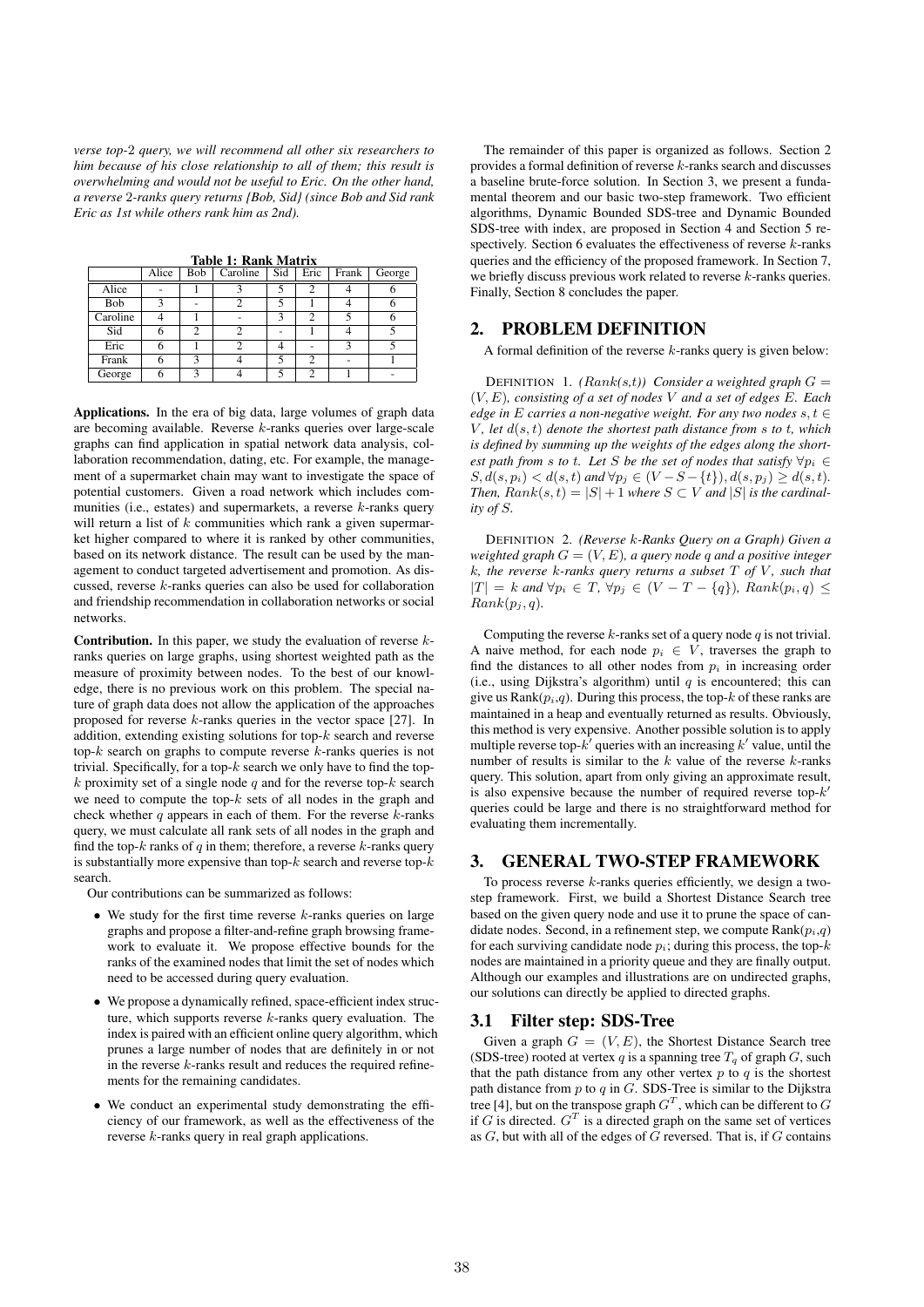*verse top-2 query, we will recommend all other six researchers to him because of his close relationship to all of them; this result is overwhelming and would not be useful to Eric. On the other hand, a reverse 2-ranks query returns {Bob, Sid} (since Bob and Sid rank Eric as 1st while others rank him as 2nd).*

**Table 1: Rank Matrix**

| | Alice | Bob | Caroline | Sid | Eric | Frank | George |
|---|---|---|---|---|---|---|---|
| Alice | - | 1 | 3 | 5 | 2 | 4 | 6 |
| Bob | 3 | - | 2 | 5 | 1 | 4 | 6 |
| Caroline | 4 | 1 | - | 3 | 2 | 5 | 6 |
| Sid | 6 | 2 | 2 | - | 1 | 4 | 5 |
| Eric | 6 | 1 | 2 | 4 | - | 3 | 5 |
| Frank | 6 | 3 | 4 | 5 | 2 | - | 1 |
| George | 6 | 3 | 4 | 5 | 2 | 1 | - |

**Applications.** In the era of big data, large volumes of graph data are becoming available. Reverse $k$-ranks queries over large-scale graphs can find application in spatial network data analysis, collaboration recommendation, dating, etc. For example, the management of a supermarket chain may want to investigate the space of potential customers. Given a road network which includes communities (i.e., estates) and supermarkets, a reverse $k$-ranks query will return a list of $k$ communities which rank a given supermarket higher compared to where it is ranked by other communities, based on its network distance. The result can be used by the management to conduct targeted advertisement and promotion. As discussed, reverse $k$-ranks queries can also be used for collaboration and friendship recommendation in collaboration networks or social networks.

**Contribution.** In this paper, we study the evaluation of reverse $k$-ranks queries on large graphs, using shortest weighted path as the measure of proximity between nodes. To the best of our knowledge, there is no previous work on this problem. The special nature of graph data does not allow the application of the approaches proposed for reverse $k$-ranks queries in the vector space [27]. In addition, extending existing solutions for top-$k$ search and reverse top-$k$ search on graphs to compute reverse $k$-ranks queries is not trivial. Specifically, for a top-$k$ search we only have to find the top-$k$ proximity set of a single node $q$ and for the reverse top-$k$ search we need to compute the top-$k$ sets of all nodes in the graph and check whether $q$ appears in each of them. For the reverse $k$-ranks query, we must calculate all rank sets of all nodes in the graph and find the top-$k$ ranks of $q$ in them; therefore, a reverse $k$-ranks query is substantially more expensive than top-$k$ search and reverse top-$k$ search.

Our contributions can be summarized as follows:

- We study for the first time reverse $k$-ranks queries on large graphs and propose a filter-and-refine graph browsing framework to evaluate it. We propose effective bounds for the ranks of the examined nodes that limit the set of nodes which need to be accessed during query evaluation.
- We propose a dynamically refined, space-efficient index structure, which supports reverse $k$-ranks query evaluation. The index is paired with an efficient online query algorithm, which prunes a large number of nodes that are definitely in or not in the reverse $k$-ranks result and reduces the required refinements for the remaining candidates.
- We conduct an experimental study demonstrating the efficiency of our framework, as well as the effectiveness of the reverse $k$-ranks query in real graph applications.

The remainder of this paper is organized as follows. Section 2 provides a formal definition of reverse $k$-ranks search and discusses a baseline brute-force solution. In Section 3, we present a fundamental theorem and our basic two-step framework. Two efficient algorithms, Dynamic Bounded SDS-tree and Dynamic Bounded SDS-tree with index, are proposed in Section 4 and Section 5 respectively. Section 6 evaluates the effectiveness of reverse $k$-ranks queries and the efficiency of the proposed framework. In Section 7, we briefly discuss previous work related to reverse $k$-ranks queries. Finally, Section 8 concludes the paper.

## 2. PROBLEM DEFINITION

A formal definition of the reverse $k$-ranks query is given below:

DEFINITION 1. *($Rank(s,t)$) Consider a weighted graph $G = (V, E)$, consisting of a set of nodes $V$ and a set of edges $E$. Each edge in $E$ carries a non-negative weight. For any two nodes $s, t \in V$, let $d(s, t)$ denote the shortest path distance from $s$ to $t$, which is defined by summing up the weights of the edges along the shortest path from $s$ to $t$. Let $S$ be the set of nodes that satisfy $\forall p_i \in S, d(s, p_i) < d(s, t)$ and $\forall p_j \in (V - S - \{t\}), d(s, p_j) \geq d(s, t)$. Then, $Rank(s, t) = |S| + 1$ where $S \subset V$ and $|S|$ is the cardinality of $S$.*

DEFINITION 2. *(Reverse $k$-Ranks Query on a Graph) Given a weighted graph $G = (V, E)$, a query node $q$ and a positive integer $k$, the reverse $k$-ranks query returns a subset $T$ of $V$, such that $|T| = k$ and $\forall p_i \in T$, $\forall p_j \in (V - T - \{q\})$, $Rank(p_i, q) \leq Rank(p_j, q)$.*

Computing the reverse $k$-ranks set of a query node $q$ is not trivial. A naive method, for each node $p_i \in V$, traverses the graph to find the distances to all other nodes from $p_i$ in increasing order (i.e., using Dijkstra's algorithm) until $q$ is encountered; this can give us Rank($p_i$,$q$). During this process, the top-$k$ of these ranks are maintained in a heap and eventually returned as results. Obviously, this method is very expensive. Another possible solution is to apply multiple reverse top-$k'$ queries with an increasing $k'$ value, until the number of results is similar to the $k$ value of the reverse $k$-ranks query. This solution, apart from only giving an approximate result, is also expensive because the number of required reverse top-$k'$ queries could be large and there is no straightforward method for evaluating them incrementally.

## 3. GENERAL TWO-STEP FRAMEWORK

To process reverse $k$-ranks queries efficiently, we design a two-step framework. First, we build a Shortest Distance Search tree based on the given query node and use it to prune the space of candidate nodes. Second, in a refinement step, we compute Rank($p_i$,$q$) for each surviving candidate node $p_i$; during this process, the top-$k$ nodes are maintained in a priority queue and they are finally output. Although our examples and illustrations are on undirected graphs, our solutions can directly be applied to directed graphs.

### 3.1 Filter step: SDS-Tree

Given a graph $G = (V, E)$, the Shortest Distance Search tree (SDS-tree) rooted at vertex $q$ is a spanning tree $T_q$ of graph $G$, such that the path distance from any other vertex $p$ to $q$ is the shortest path distance from $p$ to $q$ in $G$. SDS-Tree is similar to the Dijkstra tree [4], but on the transpose graph $G^T$, which can be different to $G$ if $G$ is directed. $G^T$ is a directed graph on the same set of vertices as $G$, but with all of the edges of $G$ reversed. That is, if $G$ contains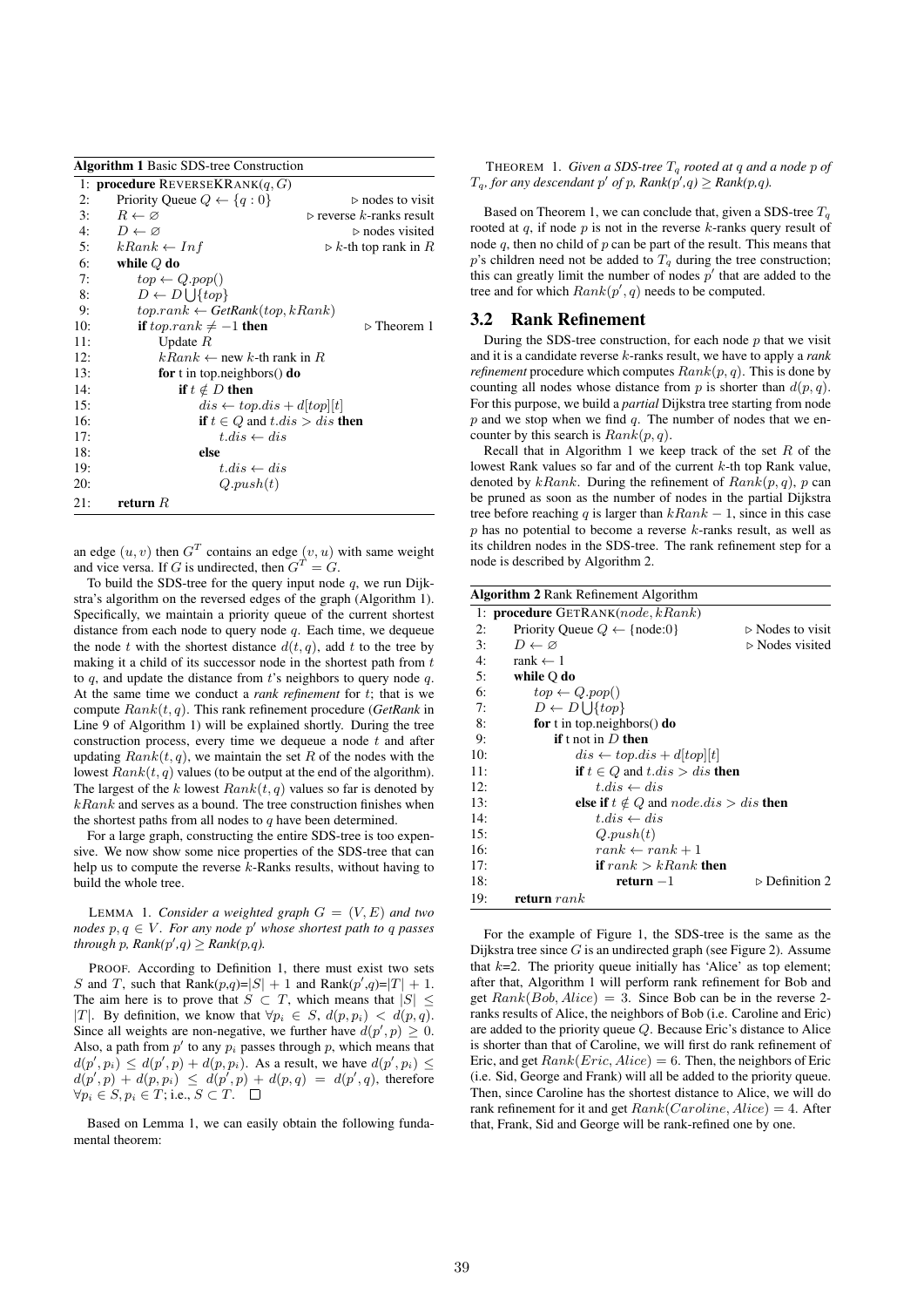**Algorithm 1** Basic SDS-tree Construction

```
1:  procedure REVERSEKRANK(q, G)
2:      Priority Queue Q ← {q : 0}                  ▷ nodes to visit
3:      R ← ∅                                       ▷ reverse k-ranks result
4:      D ← ∅                                       ▷ nodes visited
5:      kRank ← Inf                                 ▷ k-th top rank in R
6:      while Q do
7:          top ← Q.pop()
8:          D ← D ⋃{top}
9:          top.rank ← GetRank(top, kRank)
10:         if top.rank ≠ −1 then                   ▷ Theorem 1
11:             Update R
12:             kRank ← new k-th rank in R
13:             for t in top.neighbors() do
14:                 if t ∉ D then
15:                     dis ← top.dis + d[top][t]
16:                     if t ∈ Q and t.dis > dis then
17:                         t.dis ← dis
18:                     else
19:                         t.dis ← dis
20:                         Q.push(t)
21:     return R
```

an edge $(u, v)$ then $G^T$ contains an edge $(v, u)$ with same weight and vice versa. If $G$ is undirected, then $G^T = G$.

To build the SDS-tree for the query input node $q$, we run Dijkstra's algorithm on the reversed edges of the graph (Algorithm 1). Specifically, we maintain a priority queue of the current shortest distance from each node to query node $q$. Each time, we dequeue the node $t$ with the shortest distance $d(t, q)$, add $t$ to the tree by making it a child of its successor node in the shortest path from $t$ to $q$, and update the distance from $t$'s neighbors to query node $q$. At the same time we conduct a *rank refinement* for $t$; that is we compute $Rank(t, q)$. This rank refinement procedure (*GetRank* in Line 9 of Algorithm 1) will be explained shortly. During the tree construction process, every time we dequeue a node $t$ and after updating $Rank(t, q)$, we maintain the set $R$ of the nodes with the lowest $Rank(t, q)$ values (to be output at the end of the algorithm). The largest of the $k$ lowest $Rank(t, q)$ values so far is denoted by $kRank$ and serves as a bound. The tree construction finishes when the shortest paths from all nodes to $q$ have been determined.

For a large graph, constructing the entire SDS-tree is too expensive. We now show some nice properties of the SDS-tree that can help us to compute the reverse $k$-Ranks results, without having to build the whole tree.

LEMMA 1. *Consider a weighted graph $G = (V, E)$ and two nodes $p, q \in V$. For any node $p'$ whose shortest path to $q$ passes through $p$, Rank($p'$,$q$) $\geq$ Rank($p$,$q$).*

PROOF. According to Definition 1, there must exist two sets $S$ and $T$, such that Rank($p$,$q$)=$|S| + 1$ and Rank($p'$,$q$)=$|T| + 1$. The aim here is to prove that $S \subset T$, which means that $|S| \leq |T|$. By definition, we know that $\forall p_i \in S$, $d(p, p_i) < d(p, q)$. Since all weights are non-negative, we further have $d(p', p) \geq 0$. Also, a path from $p'$ to any $p_i$ passes through $p$, which means that $d(p', p_i) \leq d(p', p) + d(p, p_i)$. As a result, we have $d(p', p_i) \leq d(p', p) + d(p, p_i) \leq d(p', p) + d(p, q) = d(p', q)$, therefore $\forall p_i \in S, p_i \in T$; i.e., $S \subset T$. $\square$

Based on Lemma 1, we can easily obtain the following fundamental theorem:

THEOREM 1. *Given a SDS-tree $T_q$ rooted at $q$ and a node $p$ of $T_q$, for any descendant $p'$ of $p$, Rank($p'$,$q$) $\geq$ Rank($p$,$q$).*

Based on Theorem 1, we can conclude that, given a SDS-tree $T_q$ rooted at $q$, if node $p$ is not in the reverse $k$-ranks query result of node $q$, then no child of $p$ can be part of the result. This means that $p$'s children need not be added to $T_q$ during the tree construction; this can greatly limit the number of nodes $p'$ that are added to the tree and for which $Rank(p', q)$ needs to be computed.

## 3.2 Rank Refinement

During the SDS-tree construction, for each node $p$ that we visit and it is a candidate reverse $k$-ranks result, we have to apply a *rank refinement* procedure which computes $Rank(p, q)$. This is done by counting all nodes whose distance from $p$ is shorter than $d(p, q)$. For this purpose, we build a *partial* Dijkstra tree starting from node $p$ and we stop when we find $q$. The number of nodes that we encounter by this search is $Rank(p, q)$.

Recall that in Algorithm 1 we keep track of the set $R$ of the lowest Rank values so far and of the current $k$-th top Rank value, denoted by $kRank$. During the refinement of $Rank(p, q)$, $p$ can be pruned as soon as the number of nodes in the partial Dijkstra tree before reaching $q$ is larger than $kRank - 1$, since in this case $p$ has no potential to become a reverse $k$-ranks result, as well as its children nodes in the SDS-tree. The rank refinement step for a node is described by Algorithm 2.

**Algorithm 2** Rank Refinement Algorithm

```
1:  procedure GETRANK(node, kRank)
2:      Priority Queue Q ← {node:0}                 ▷ Nodes to visit
3:      D ← ∅                                       ▷ Nodes visited
4:      rank ← 1
5:      while Q do
6:          top ← Q.pop()
7:          D ← D ⋃{top}
8:          for t in top.neighbors() do
9:              if t not in D then
10:                 dis ← top.dis + d[top][t]
11:                 if t ∈ Q and t.dis > dis then
12:                     t.dis ← dis
13:                 else if t ∉ Q and node.dis > dis then
14:                     t.dis ← dis
15:                     Q.push(t)
16:                     rank ← rank + 1
17:                     if rank > kRank then
18:                         return −1                ▷ Definition 2
19:     return rank
```

For the example of Figure 1, the SDS-tree is the same as the Dijkstra tree since $G$ is an undirected graph (see Figure 2). Assume that $k$=2. The priority queue initially has 'Alice' as top element; after that, Algorithm 1 will perform rank refinement for Bob and get $Rank(Bob, Alice) = 3$. Since Bob can be in the reverse 2-ranks results of Alice, the neighbors of Bob (i.e. Caroline and Eric) are added to the priority queue $Q$. Because Eric's distance to Alice is shorter than that of Caroline, we will first do rank refinement of Eric, and get $Rank(Eric, Alice) = 6$. Then, the neighbors of Eric (i.e. Sid, George and Frank) will all be added to the priority queue. Then, since Caroline has the shortest distance to Alice, we will do rank refinement for it and get $Rank(Caroline, Alice) = 4$. After that, Frank, Sid and George will be rank-refined one by one.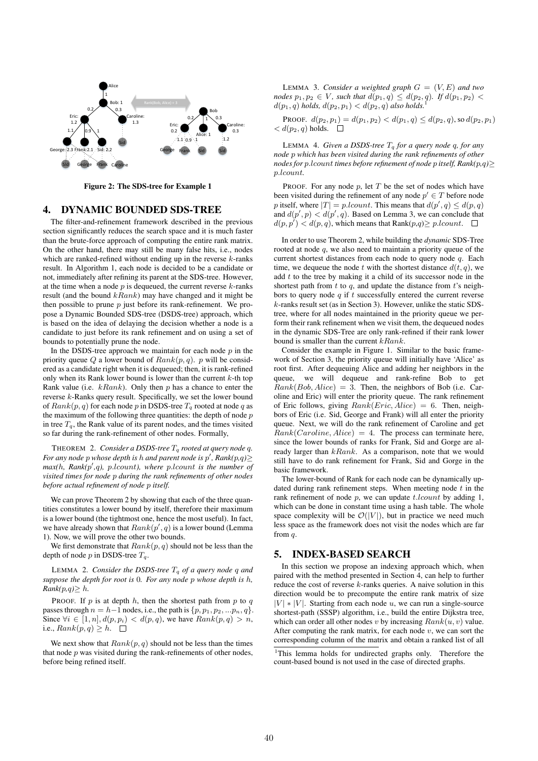Figure 2: The SDS-tree for Example 1

## 4. DYNAMIC BOUNDED SDS-TREE

The filter-and-refinement framework described in the previous section significantly reduces the search space and it is much faster than the brute-force approach of computing the entire rank matrix. On the other hand, there may still be many false hits, i.e., nodes which are ranked-refined without ending up in the reverse $k$-ranks result. In Algorithm 1, each node is decided to be a candidate or not, immediately after refining its parent at the SDS-tree. However, at the time when a node $p$ is dequeued, the current reverse $k$-ranks result (and the bound $kRank$) may have changed and it might be then possible to prune $p$ just before its rank-refinement. We propose a Dynamic Bounded SDS-tree (DSDS-tree) approach, which is based on the idea of delaying the decision whether a node is a candidate to just before its rank refinement and on using a set of bounds to potentially prune the node.

In the DSDS-tree approach we maintain for each node $p$ in the priority queue $Q$ a lower bound of $Rank(p, q)$. $p$ will be considered as a candidate right when it is dequeued; then, it is rank-refined only when its Rank lower bound is lower than the current $k$-th top Rank value (i.e. $kRank$). Only then $p$ has a chance to enter the reverse $k$-Ranks query result. Specifically, we set the lower bound of $Rank(p, q)$ for each node $p$ in DSDS-tree $T_q$ rooted at node $q$ as the maximum of the following three quantities: the depth of node $p$ in tree $T_q$, the Rank value of its parent nodes, and the times visited so far during the rank-refinement of other nodes. Formally,

THEOREM 2. *Consider a DSDS-tree $T_q$ rooted at query node q. For any node p whose depth is h and parent node is $p'$, Rank(p,q)$\geq$ max(h, Rank($p'$,q), p.lcount), where p.lcount is the number of visited times for node p during the rank refinements of other nodes before actual refinement of node p itself.*

We can prove Theorem 2 by showing that each of the three quantities constitutes a lower bound by itself, therefore their maximum is a lower bound (the tightmost one, hence the most useful). In fact, we have already shown that $Rank(p', q)$ is a lower bound (Lemma 1). Now, we will prove the other two bounds.

We first demonstrate that $Rank(p, q)$ should not be less than the depth of node $p$ in DSDS-tree $T_q$.

LEMMA 2. *Consider the DSDS-tree $T_q$ of a query node q and suppose the depth for root is 0. For any node p whose depth is h, Rank(p,q)$\geq$ h.*

PROOF. If $p$ is at depth $h$, then the shortest path from $p$ to $q$ passes through $n = h-1$ nodes, i.e., the path is $\{p, p_1, p_2, ...p_n, q\}$. Since $\forall i \in [1, n], d(p, p_i) < d(p, q)$, we have $Rank(p, q) > n$, i.e., $Rank(p, q) \geq h$. □

We next show that $Rank(p, q)$ should not be less than the times that node $p$ was visited during the rank-refinements of other nodes, before being refined itself.

LEMMA 3. *Consider a weighted graph $G = (V, E)$ and two nodes $p_1, p_2 \in V$, such that $d(p_1, q) \leq d(p_2, q)$. If $d(p_1, p_2) < d(p_1, q)$ holds, $d(p_2, p_1) < d(p_2, q)$ also holds.*[1]

PROOF. $d(p_2, p_1) = d(p_1, p_2) < d(p_1, q) \leq d(p_2, q)$, so $d(p_2, p_1) < d(p_2, q)$ holds. □

LEMMA 4. *Given a DSDS-tree $T_q$ for a query node q, for any node p which has been visited during the rank refinements of other nodes for p.lcount times before refinement of node p itself, Rank(p,q)$\geq$ p.lcount.*

PROOF. For any node $p$, let $T$ be the set of nodes which have been visited during the refinement of any node $p' \in T$ before node $p$ itself, where $|T| = p.lcount$. This means that $d(p', q) \leq d(p, q)$ and $d(p', p) < d(p', q)$. Based on Lemma 3, we can conclude that $d(p, p') < d(p, q)$, which means that Rank(p,q)$\geq p.lcount$. □

In order to use Theorem 2, while building the *dynamic* SDS-Tree rooted at node $q$, we also need to maintain a priority queue of the current shortest distances from each node to query node $q$. Each time, we dequeue the node $t$ with the shortest distance $d(t, q)$, we add $t$ to the tree by making it a child of its successor node in the shortest path from $t$ to $q$, and update the distance from $t$'s neighbors to query node $q$ if $t$ successfully entered the current reverse $k$-ranks result set (as in Section 3). However, unlike the static SDS-tree, where for all nodes maintained in the priority queue we perform their rank refinement when we visit them, the dequeued nodes in the dynamic SDS-Tree are only rank-refined if their rank lower bound is smaller than the current $kRank$.

Consider the example in Figure 1. Similar to the basic framework of Section 3, the priority queue will initially have 'Alice' as root first. After dequeuing Alice and adding her neighbors in the queue, we will dequeue and rank-refine Bob to get $Rank(Bob, Alice) = 3$. Then, the neighbors of Bob (i.e. Caroline and Eric) will enter the priority queue. The rank refinement of Eric follows, giving $Rank(Eric, Alice) = 6$. Then, neighbors of Eric (i.e. Sid, George and Frank) will all enter the priority queue. Next, we will do the rank refinement of Caroline and get $Rank(Caroline, Alice) = 4$. The process can terminate here, since the lower bounds of ranks for Frank, Sid and Gorge are already larger than $kRank$. As a comparison, note that we would still have to do rank refinement for Frank, Sid and Gorge in the basic framework.

The lower-bound of Rank for each node can be dynamically updated during rank refinement steps. When meeting node $t$ in the rank refinement of node $p$, we can update $t.lcount$ by adding 1, which can be done in constant time using a hash table. The whole space complexity will be $\mathcal{O}(|V|)$, but in practice we need much less space as the framework does not visit the nodes which are far from $q$.

## 5. INDEX-BASED SEARCH

In this section we propose an indexing approach which, when paired with the method presented in Section 4, can help to further reduce the cost of reverse $k$-ranks queries. A naive solution in this direction would be to precompute the entire rank matrix of size $|V| * |V|$. Starting from each node $u$, we can run a single-source shortest-path (SSSP) algorithm, i.e., build the entire Dijkstra tree, which can order all other nodes $v$ by increasing $Rank(u, v)$ value. After computing the rank matrix, for each node $v$, we can sort the corresponding column of the matrix and obtain a ranked list of all

[1]This lemma holds for undirected graphs only. Therefore the count-based bound is not used in the case of directed graphs.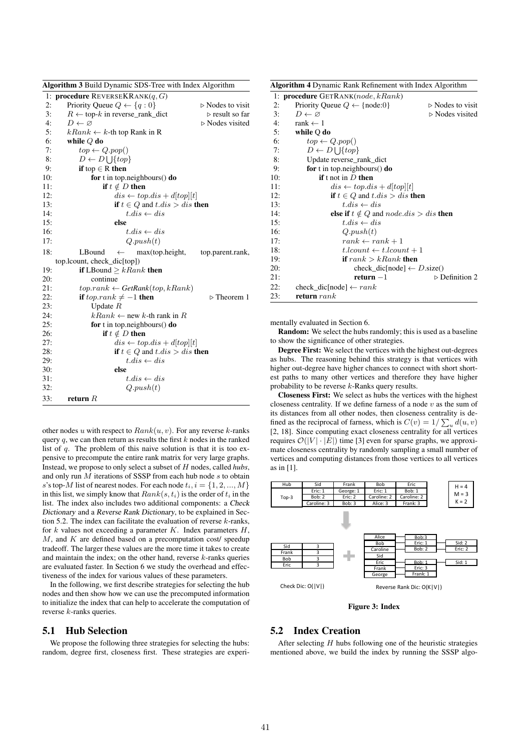**Algorithm 3** Build Dynamic SDS-Tree with Index Algorithm

```
1:  procedure REVERSEKRANK(q, G)
2:      Priority Queue Q ← {q : 0}                          ▷ Nodes to visit
3:      R ← top-k in reverse_rank_dict                       ▷ result so far
4:      D ← ∅                                                ▷ Nodes visited
5:      kRank ← k-th top Rank in R
6:      while Q do
7:          top ← Q.pop()
8:          D ← D ⋃ {top}
9:          if top ∈ R then
10:             for t in top.neighbours() do
11:                 if t ∉ D then
12:                     dis ← top.dis + d[top][t]
13:                     if t ∈ Q and t.dis > dis then
14:                         t.dis ← dis
15:                     else
16:                         t.dis ← dis
17:                         Q.push(t)
18:         LBound ← max(top.height, top.parent.rank, top.lcount, check_dic[top])
19:         if LBound ≥ kRank then
20:             continue
21:         top.rank ← GetRank(top, kRank)
22:         if top.rank ≠ −1 then                            ▷ Theorem 1
23:             Update R
24:             kRank ← new k-th rank in R
25:             for t in top.neighbours() do
26:                 if t ∉ D then
27:                     dis ← top.dis + d[top][t]
28:                     if t ∈ Q and t.dis > dis then
29:                         t.dis ← dis
30:                     else
31:                         t.dis ← dis
32:                         Q.push(t)
33:     return R
```

**Algorithm 4** Dynamic Rank Refinement with Index Algorithm

```
1:  procedure GETRANK(node, kRank)
2:      Priority Queue Q ← {node:0}                          ▷ Nodes to visit
3:      D ← ∅                                                ▷ Nodes visited
4:      rank ← 1
5:      while Q do
6:          top ← Q.pop()
7:          D ← D ⋃ {top}
8:          Update reverse_rank_dict
9:          for t in top.neighbours() do
10:             if t not in D then
11:                 dis ← top.dis + d[top][t]
12:                 if t ∈ Q and t.dis > dis then
13:                     t.dis ← dis
14:                 else if t ∉ Q and node.dis > dis then
15:                     t.dis ← dis
16:                     Q.push(t)
17:                     rank ← rank + 1
18:                     t.lcount ← t.lcount + 1
19:                     if rank > kRank then
20:                         check_dic[node] ← D.size()
21:                         return −1                        ▷ Definition 2
22:     check_dic[node] ← rank
23:     return rank
```

other nodes $u$ with respect to $Rank(u, v)$. For any reverse $k$-ranks query $q$, we can then return as results the first $k$ nodes in the ranked list of $q$. The problem of this naive solution is that it is too expensive to precompute the entire rank matrix for very large graphs. Instead, we propose to only select a subset of $H$ nodes, called *hubs*, and only run $M$ iterations of SSSP from each hub node $s$ to obtain $s$'s top-$M$ list of nearest nodes. For each node $t_i, i = \{1, 2, ..., M\}$ in this list, we simply know that $Rank(s, t_i)$ is the order of $t_i$ in the list. The index also includes two additional components: a *Check Dictionary* and a *Reverse Rank Dictionary*, to be explained in Section 5.2. The index can facilitate the evaluation of reverse $k$-ranks, for $k$ values not exceeding a parameter $K$. Index parameters $H$, $M$, and $K$ are defined based on a precomputation cost/ speedup tradeoff. The larger these values are the more time it takes to create and maintain the index; on the other hand, reverse $k$-ranks queries are evaluated faster. In Section 6 we study the overhead and effectiveness of the index for various values of these parameters.

In the following, we first describe strategies for selecting the hub nodes and then show how we can use the precomputed information to initialize the index that can help to accelerate the computation of reverse $k$-ranks queries.

## 5.1 Hub Selection

We propose the following three strategies for selecting the hubs: random, degree first, closeness first. These strategies are experimentally evaluated in Section 6.

**Random:** We select the hubs randomly; this is used as a baseline to show the significance of other strategies.

**Degree First:** We select the vertices with the highest out-degrees as hubs. The reasoning behind this strategy is that vertices with higher out-degree have higher chances to connect with short shortest paths to many other vertices and therefore they have higher probability to be reverse $k$-Ranks query results.

**Closeness First:** We select as hubs the vertices with the highest closeness centrality. If we define farness of a node $v$ as the sum of its distances from all other nodes, then closeness centrality is defined as the reciprocal of farness, which is $C(v) = 1/\sum_u d(u, v)$ [2, 18]. Since computing exact closeness centrality for all vertices requires $\mathcal{O}(|V| \cdot |E|)$ time [3] even for sparse graphs, we approximate closeness centrality by randomly sampling a small number of vertices and computing distances from those vertices to all vertices as in [1].

| Hub | Sid | Frank | Bob | Eric |
|---|---|---|---|---|
| Top-3 | Eric: 1 | George: 1 | Eric: 1 | Bob: 1 |
| | Bob: 2 | Eric: 2 | Caroline: 2 | Caroline: 2 |
| | Caroline: 3 | Bob: 3 | Alice: 3 | Frank: 3 |

H = 4, M = 3, K = 2

Check Dic: O(|V|)

| | |
|---|---|
| Sid | 3 |
| Frank | 3 |
| Bob | 3 |
| Eric | 3 |

Reverse Rank Dic: O(K|V|)

| Node | | |
|---|---|---|
| Alice | Bob:3 | |
| Bob | Eric: 1 | Sid: 2 |
| | Bob: 2 | Eric: 2 |
| Caroline | | |
| Sid | | |
| Eric | Bob: 1 | Sid: 1 |
| | Eric: 3 | |
| Frank | Frank: 1 | |
| George | | |

**Figure 3: Index**

## 5.2 Index Creation

After selecting $H$ hubs following one of the heuristic strategies mentioned above, we build the index by running the SSSP algo-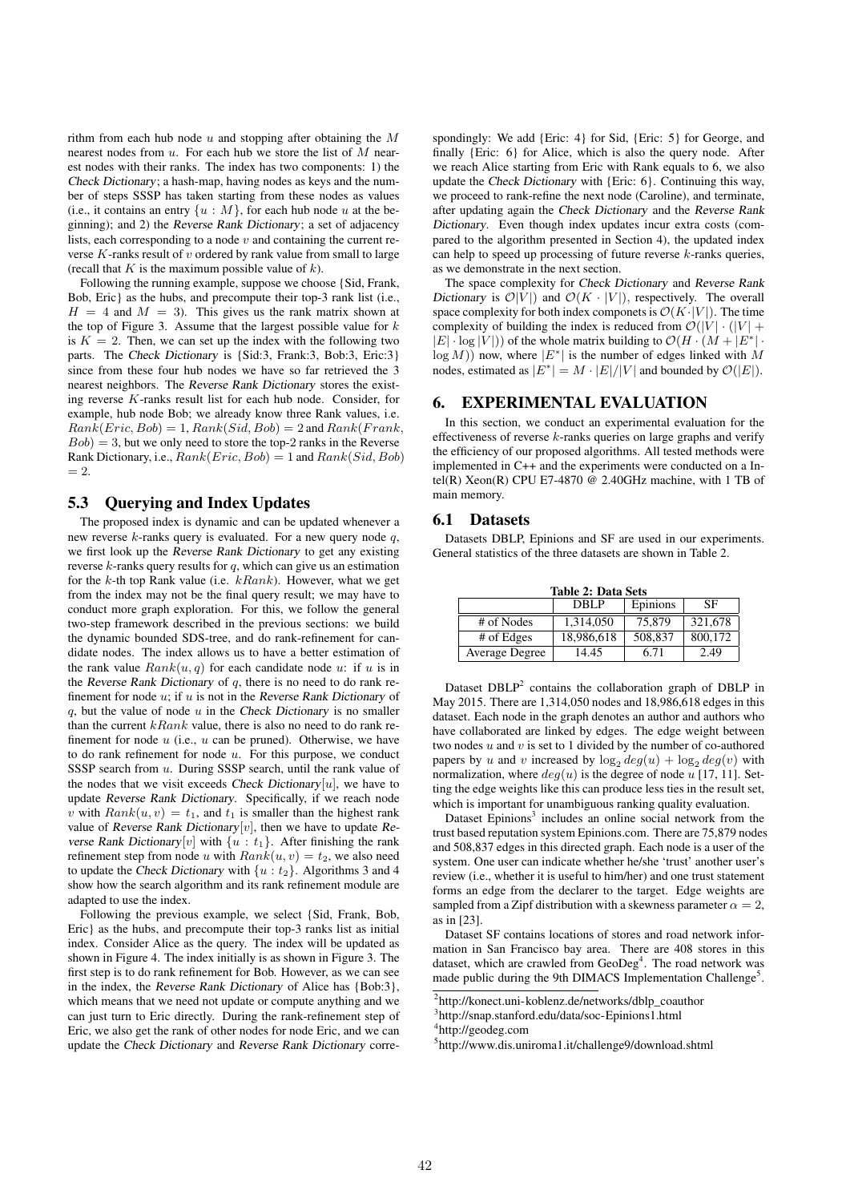rithm from each hub node $u$ and stopping after obtaining the $M$ nearest nodes from $u$. For each hub we store the list of $M$ nearest nodes with their ranks. The index has two components: 1) the *Check Dictionary*; a hash-map, having nodes as keys and the number of steps SSSP has taken starting from these nodes as values (i.e., it contains an entry $\{u : M\}$, for each hub node $u$ at the beginning); and 2) the *Reverse Rank Dictionary*; a set of adjacency lists, each corresponding to a node $v$ and containing the current reverse $K$-ranks result of $v$ ordered by rank value from small to large (recall that $K$ is the maximum possible value of $k$).

Following the running example, suppose we choose {Sid, Frank, Bob, Eric} as the hubs, and precompute their top-3 rank list (i.e., $H = 4$ and $M = 3$). This gives us the rank matrix shown at the top of Figure 3. Assume that the largest possible value for $k$ is $K = 2$. Then, we can set up the index with the following two parts. The *Check Dictionary* is {Sid:3, Frank:3, Bob:3, Eric:3} since from these four hub nodes we have so far retrieved the 3 nearest neighbors. The *Reverse Rank Dictionary* stores the existing reverse $K$-ranks result list for each hub node. Consider, for example, hub node Bob; we already know three Rank values, i.e. $Rank(Eric, Bob) = 1$, $Rank(Sid, Bob) = 2$ and $Rank(Frank, Bob) = 3$, but we only need to store the top-2 ranks in the Reverse Rank Dictionary, i.e., $Rank(Eric, Bob) = 1$ and $Rank(Sid, Bob) = 2$.

## 5.3 Querying and Index Updates

The proposed index is dynamic and can be updated whenever a new reverse $k$-ranks query is evaluated. For a new query node $q$, we first look up the *Reverse Rank Dictionary* to get any existing reverse $k$-ranks query results for $q$, which can give us an estimation for the $k$-th top Rank value (i.e. $kRank$). However, what we get from the index may not be the final query result; we may have to conduct more graph exploration. For this, we follow the general two-step framework described in the previous sections: we build the dynamic bounded SDS-tree, and do rank-refinement for candidate nodes. The index allows us to have a better estimation of the rank value $Rank(u, q)$ for each candidate node $u$: if $u$ is in the *Reverse Rank Dictionary* of $q$, there is no need to do rank refinement for node $u$; if $u$ is not in the *Reverse Rank Dictionary* of $q$, but the value of node $u$ in the *Check Dictionary* is no smaller than the current $kRank$ value, there is also no need to do rank refinement for node $u$ (i.e., $u$ can be pruned). Otherwise, we have to do rank refinement for node $u$. For this purpose, we conduct SSSP search from $u$. During SSSP search, until the rank value of the nodes that we visit exceeds *Check Dictionary*$[u]$, we have to update *Reverse Rank Dictionary*. Specifically, if we reach node $v$ with $Rank(u, v) = t_1$, and $t_1$ is smaller than the highest rank value of *Reverse Rank Dictionary*$[v]$, then we have to update *Reverse Rank Dictionary*$[v]$ with $\{u : t_1\}$. After finishing the rank refinement step from node $u$ with $Rank(u, v) = t_2$, we also need to update the *Check Dictionary* with $\{u : t_2\}$. Algorithms 3 and 4 show how the search algorithm and its rank refinement module are adapted to use the index.

Following the previous example, we select {Sid, Frank, Bob, Eric} as the hubs, and precompute their top-3 ranks list as initial index. Consider Alice as the query. The index will be updated as shown in Figure 4. The index initially is as shown in Figure 3. The first step is to do rank refinement for Bob. However, as we can see in the index, the *Reverse Rank Dictionary* of Alice has {Bob:3}, which means that we need not update or compute anything and we can just turn to Eric directly. During the rank-refinement step of Eric, we also get the rank of other nodes for node Eric, and we can update the *Check Dictionary* and *Reverse Rank Dictionary* correspondingly: We add {Eric: 4} for Sid, {Eric: 5} for George, and finally {Eric: 6} for Alice, which is also the query node. After we reach Alice starting from Eric with Rank equals to 6, we also update the *Check Dictionary* with {Eric: 6}. Continuing this way, we proceed to rank-refine the next node (Caroline), and terminate, after updating again the *Check Dictionary* and the *Reverse Rank Dictionary*. Even though index updates incur extra costs (compared to the algorithm presented in Section 4), the updated index can help to speed up processing of future reverse $k$-ranks queries, as we demonstrate in the next section.

The space complexity for *Check Dictionary* and *Reverse Rank Dictionary* is $\mathcal{O}|V|)$ and $\mathcal{O}(K \cdot |V|)$, respectively. The overall space complexity for both index componets is $\mathcal{O}(K \cdot |V|)$. The time complexity of building the index is reduced from $\mathcal{O}(|V| \cdot (|V| + |E| \cdot \log |V|))$ of the whole matrix building to $\mathcal{O}(H \cdot (M + |E^*| \cdot \log M))$ now, where $|E^*|$ is the number of edges linked with $M$ nodes, estimated as $|E^*| = M \cdot |E|/|V|$ and bounded by $\mathcal{O}(|E|)$.

# 6. EXPERIMENTAL EVALUATION

In this section, we conduct an experimental evaluation for the effectiveness of reverse $k$-ranks queries on large graphs and verify the efficiency of our proposed algorithms. All tested methods were implemented in C++ and the experiments were conducted on a Intel(R) Xeon(R) CPU E7-4870 @ 2.40GHz machine, with 1 TB of main memory.

## 6.1 Datasets

Datasets DBLP, Epinions and SF are used in our experiments. General statistics of the three datasets are shown in Table 2.

**Table 2: Data Sets**

| | DBLP | Epinions | SF |
|---|---|---|---|
| # of Nodes | 1,314,050 | 75,879 | 321,678 |
| # of Edges | 18,986,618 | 508,837 | 800,172 |
| Average Degree | 14.45 | 6.71 | 2.49 |

Dataset DBLP[2] contains the collaboration graph of DBLP in May 2015. There are 1,314,050 nodes and 18,986,618 edges in this dataset. Each node in the graph denotes an author and authors who have collaborated are linked by edges. The edge weight between two nodes $u$ and $v$ is set to 1 divided by the number of co-authored papers by $u$ and $v$ increased by $\log_2 deg(u) + \log_2 deg(v)$ with normalization, where $deg(u)$ is the degree of node $u$ [17, 11]. Setting the edge weights like this can produce less ties in the result set, which is important for unambiguous ranking quality evaluation.

Dataset Epinions[3] includes an online social network from the trust based reputation system Epinions.com. There are 75,879 nodes and 508,837 edges in this directed graph. Each node is a user of the system. One user can indicate whether he/she 'trust' another user's review (i.e., whether it is useful to him/her) and one trust statement forms an edge from the declarer to the target. Edge weights are sampled from a Zipf distribution with a skewness parameter $\alpha = 2$, as in [23].

Dataset SF contains locations of stores and road network information in San Francisco bay area. There are 408 stores in this dataset, which are crawled from GeoDeg[4]. The road network was made public during the 9th DIMACS Implementation Challenge[5].

[2] http://konect.uni-koblenz.de/networks/dblp_coauthor

[3] http://snap.stanford.edu/data/soc-Epinions1.html

[4] http://geodeg.com

[5] http://www.dis.uniroma1.it/challenge9/download.shtml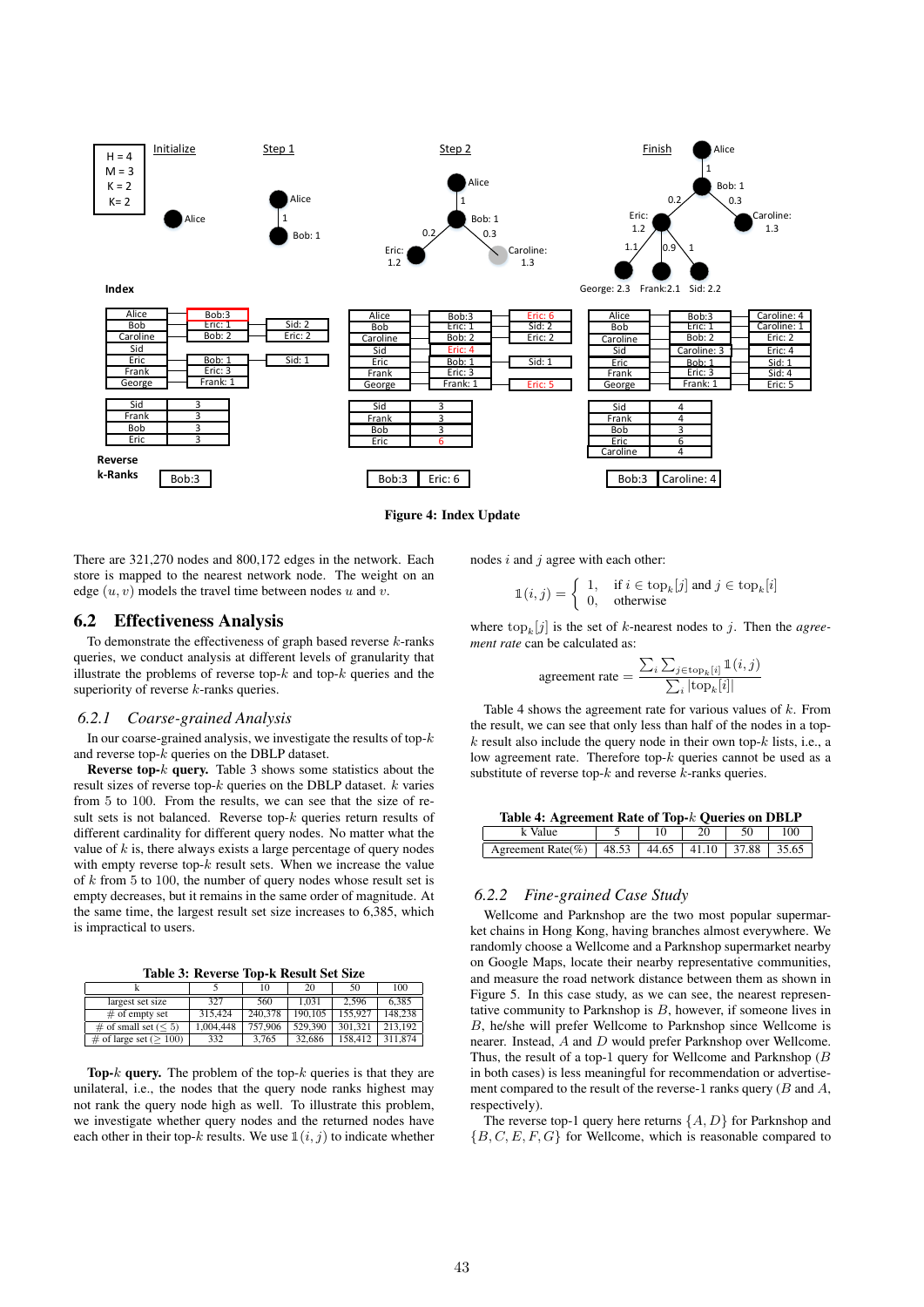Figure 4: Index Update

There are 321,270 nodes and 800,172 edges in the network. Each store is mapped to the nearest network node. The weight on an edge $(u, v)$ models the travel time between nodes $u$ and $v$.

## 6.2 Effectiveness Analysis

To demonstrate the effectiveness of graph based reverse $k$-ranks queries, we conduct analysis at different levels of granularity that illustrate the problems of reverse top-$k$ and top-$k$ queries and the superiority of reverse $k$-ranks queries.

### 6.2.1 *Coarse-grained Analysis*

In our coarse-grained analysis, we investigate the results of top-$k$ and reverse top-$k$ queries on the DBLP dataset.

**Reverse top-$k$ query.** Table 3 shows some statistics about the result sizes of reverse top-$k$ queries on the DBLP dataset. $k$ varies from 5 to 100. From the results, we can see that the size of result sets is not balanced. Reverse top-$k$ queries return results of different cardinality for different query nodes. No matter what the value of $k$ is, there always exists a large percentage of query nodes with empty reverse top-$k$ result sets. When we increase the value of $k$ from 5 to 100, the number of query nodes whose result set is empty decreases, but it remains in the same order of magnitude. At the same time, the largest result set size increases to 6,385, which is impractical to users.

**Table 3: Reverse Top-k Result Set Size**

| k | 5 | 10 | 20 | 50 | 100 |
|---|---|---|---|---|---|
| largest set size | 327 | 560 | 1,031 | 2,596 | 6,385 |
| # of empty set | 315,424 | 240,378 | 190,105 | 155,927 | 148,238 |
| # of small set ($\leq 5$) | 1,004,448 | 757,906 | 529,390 | 301,321 | 213,192 |
| # of large set ($\geq 100$) | 332 | 3,765 | 32,686 | 158,412 | 311,874 |

**Top-$k$ query.** The problem of the top-$k$ queries is that they are unilateral, i.e., the nodes that the query node ranks highest may not rank the query node high as well. To illustrate this problem, we investigate whether query nodes and the returned nodes have each other in their top-$k$ results. We use $\mathbb{1}(i, j)$ to indicate whether nodes $i$ and $j$ agree with each other:

$$\mathbb{1}(i,j) = \begin{cases} 1, & \text{if } i \in \text{top}_k[j] \text{ and } j \in \text{top}_k[i] \\ 0, & \text{otherwise} \end{cases}$$

where $\text{top}_k[j]$ is the set of $k$-nearest nodes to $j$. Then the *agreement rate* can be calculated as:

$$\text{agreement rate} = \frac{\sum_i \sum_{j \in \text{top}_k[i]} \mathbb{1}(i,j)}{\sum_i |\text{top}_k[i]|}$$

Table 4 shows the agreement rate for various values of $k$. From the result, we can see that only less than half of the nodes in a top-$k$ result also include the query node in their own top-$k$ lists, i.e., a low agreement rate. Therefore top-$k$ queries cannot be used as a substitute of reverse top-$k$ and reverse $k$-ranks queries.

**Table 4: Agreement Rate of Top-$k$ Queries on DBLP**

| k Value | 5 | 10 | 20 | 50 | 100 |
|---|---|---|---|---|---|
| Agreement Rate(%) | 48.53 | 44.65 | 41.10 | 37.88 | 35.65 |

### 6.2.2 *Fine-grained Case Study*

Wellcome and Parknshop are the two most popular supermarket chains in Hong Kong, having branches almost everywhere. We randomly choose a Wellcome and a Parknshop supermarket nearby on Google Maps, locate their nearby representative communities, and measure the road network distance between them as shown in Figure 5. In this case study, as we can see, the nearest representative community to Parknshop is $B$, however, if someone lives in $B$, he/she will prefer Wellcome to Parknshop since Wellcome is nearer. Instead, $A$ and $D$ would prefer Parknshop over Wellcome. Thus, the result of a top-1 query for Wellcome and Parknshop ($B$ in both cases) is less meaningful for recommendation or advertisement compared to the result of the reverse-1 ranks query ($B$ and $A$, respectively).

The reverse top-1 query here returns $\{A, D\}$ for Parknshop and $\{B, C, E, F, G\}$ for Wellcome, which is reasonable compared to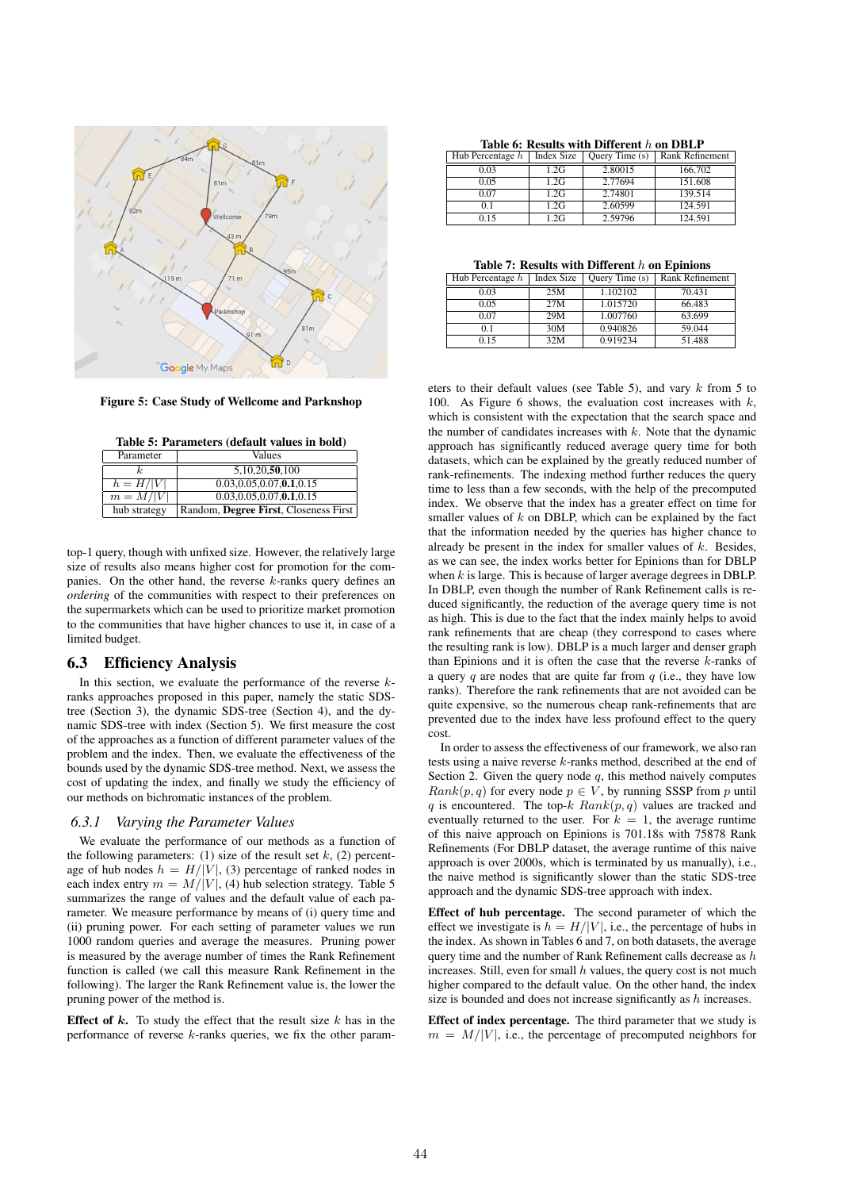Figure 5: Case Study of Wellcome and Parknshop

Table 5: Parameters (default values in bold)

| Parameter | Values |
|---|---|
| $k$ | 5,10,20,**50**,100 |
| $h = H/\|V\|$ | 0.03,0.05,0.07,**0.1**,0.15 |
| $m = M/\|V\|$ | 0.03,0.05,0.07,**0.1**,0.15 |
| hub strategy | Random, **Degree First**, Closeness First |

top-1 query, though with unfixed size. However, the relatively large size of results also means higher cost for promotion for the companies. On the other hand, the reverse $k$-ranks query defines an *ordering* of the communities with respect to their preferences on the supermarkets which can be used to prioritize market promotion to the communities that have higher chances to use it, in case of a limited budget.

## 6.3 Efficiency Analysis

In this section, we evaluate the performance of the reverse $k$-ranks approaches proposed in this paper, namely the static SDS-tree (Section 3), the dynamic SDS-tree (Section 4), and the dynamic SDS-tree with index (Section 5). We first measure the cost of the approaches as a function of different parameter values of the problem and the index. Then, we evaluate the effectiveness of the bounds used by the dynamic SDS-tree method. Next, we assess the cost of updating the index, and finally we study the efficiency of our methods on bichromatic instances of the problem.

### 6.3.1 Varying the Parameter Values

We evaluate the performance of our methods as a function of the following parameters: (1) size of the result set $k$, (2) percentage of hub nodes $h = H/|V|$, (3) percentage of ranked nodes in each index entry $m = M/|V|$, (4) hub selection strategy. Table 5 summarizes the range of values and the default value of each parameter. We measure performance by means of (i) query time and (ii) pruning power. For each setting of parameter values we run 1000 random queries and average the measures. Pruning power is measured by the average number of times the Rank Refinement function is called (we call this measure Rank Refinement in the following). The larger the Rank Refinement value is, the lower the pruning power of the method is.

**Effect of *k*.** To study the effect that the result size $k$ has in the performance of reverse $k$-ranks queries, we fix the other parameters to their default values (see Table 5), and vary $k$ from 5 to 100. As Figure 6 shows, the evaluation cost increases with $k$, which is consistent with the expectation that the search space and the number of candidates increases with $k$. Note that the dynamic approach has significantly reduced average query time for both datasets, which can be explained by the greatly reduced number of rank-refinements. The indexing method further reduces the query time to less than a few seconds, with the help of the precomputed index. We observe that the index has a greater effect on time for smaller values of $k$ on DBLP, which can be explained by the fact that the information needed by the queries has higher chance to already be present in the index for smaller values of $k$. Besides, as we can see, the index works better for Epinions than for DBLP when $k$ is large. This is because of larger average degrees in DBLP. In DBLP, even though the number of Rank Refinement calls is reduced significantly, the reduction of the average query time is not as high. This is due to the fact that the index mainly helps to avoid rank refinements that are cheap (they correspond to cases where the resulting rank is low). DBLP is a much larger and denser graph than Epinions and it is often the case that the reverse $k$-ranks of a query $q$ are nodes that are quite far from $q$ (i.e., they have low ranks). Therefore the rank refinements that are not avoided can be quite expensive, so the numerous cheap rank-refinements that are prevented due to the index have less profound effect to the query cost.

In order to assess the effectiveness of our framework, we also ran tests using a naive reverse $k$-ranks method, described at the end of Section 2. Given the query node $q$, this method naively computes $Rank(p, q)$ for every node $p \in V$, by running SSSP from $p$ until $q$ is encountered. The top-$k$ $Rank(p, q)$ values are tracked and eventually returned to the user. For $k = 1$, the average runtime of this naive approach on Epinions is 701.18s with 75878 Rank Refinements (For DBLP dataset, the average runtime of this naive approach is over 2000s, which is terminated by us manually), i.e., the naive method is significantly slower than the static SDS-tree approach and the dynamic SDS-tree approach with index.

Table 6: Results with Different $h$ on DBLP

| Hub Percentage $h$ | Index Size | Query Time (s) | Rank Refinement |
|---|---|---|---|
| 0.03 | 1.2G | 2.80015 | 166.702 |
| 0.05 | 1.2G | 2.77694 | 151.608 |
| 0.07 | 1.2G | 2.74801 | 139.514 |
| 0.1 | 1.2G | 2.60599 | 124.591 |
| 0.15 | 1.2G | 2.59796 | 124.591 |

Table 7: Results with Different $h$ on Epinions

| Hub Percentage $h$ | Index Size | Query Time (s) | Rank Refinement |
|---|---|---|---|
| 0.03 | 25M | 1.102102 | 70.431 |
| 0.05 | 27M | 1.015720 | 66.483 |
| 0.07 | 29M | 1.007760 | 63.699 |
| 0.1 | 30M | 0.940826 | 59.044 |
| 0.15 | 32M | 0.919234 | 51.488 |

**Effect of hub percentage.** The second parameter of which the effect we investigate is $h = H/|V|$, i.e., the percentage of hubs in the index. As shown in Tables 6 and 7, on both datasets, the average query time and the number of Rank Refinement calls decrease as $h$ increases. Still, even for small $h$ values, the query cost is not much higher compared to the default value. On the other hand, the index size is bounded and does not increase significantly as $h$ increases.

**Effect of index percentage.** The third parameter that we study is $m = M/|V|$, i.e., the percentage of precomputed neighbors for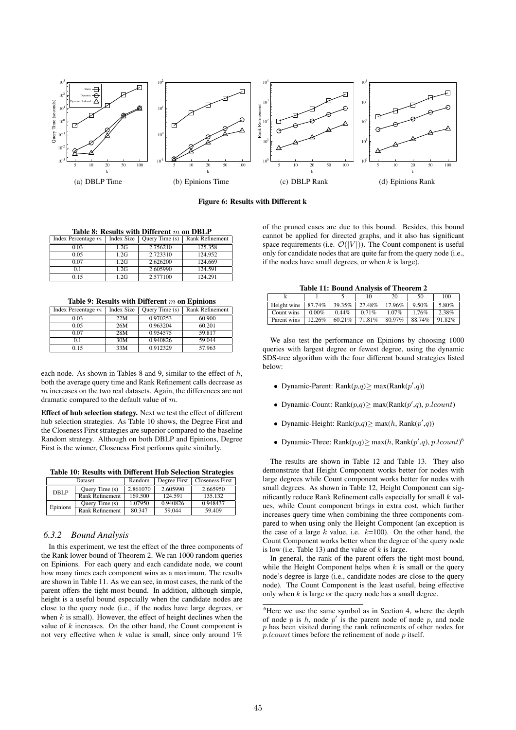(a) DBLP Time (b) Epinions Time (c) DBLP Rank (d) Epinions Rank

**Figure 6: Results with Different k**

**Table 8: Results with Different $m$ on DBLP**

| Index Percentage $m$ | Index Size | Query Time (s) | Rank Refinement |
|---|---|---|---|
| 0.03 | 1.2G | 2.756210 | 125.358 |
| 0.05 | 1.2G | 2.723310 | 124.952 |
| 0.07 | 1.2G | 2.626200 | 124.669 |
| 0.1 | 1.2G | 2.605990 | 124.591 |
| 0.15 | 1.2G | 2.577100 | 124.291 |

**Table 9: Results with Different $m$ on Epinions**

| Index Percentage $m$ | Index Size | Query Time (s) | Rank Refinement |
|---|---|---|---|
| 0.03 | 22M | 0.970253 | 60.900 |
| 0.05 | 26M | 0.963204 | 60.201 |
| 0.07 | 28M | 0.954575 | 59.817 |
| 0.1 | 30M | 0.940826 | 59.044 |
| 0.15 | 33M | 0.912329 | 57.963 |

each node. As shown in Tables 8 and 9, similar to the effect of $h$, both the average query time and Rank Refinement calls decrease as $m$ increases on the two real datasets. Again, the differences are not dramatic compared to the default value of $m$.

**Effect of hub selection stategy.** Next we test the effect of different hub selection strategies. As Table 10 shows, the Degree First and the Closeness First strategies are superior compared to the baseline Random strategy. Although on both DBLP and Epinions, Degree First is the winner, Closeness First performs quite similarly.

**Table 10: Results with Different Hub Selection Strategies**

| Dataset | | Random | Degree First | Closeness First |
|---|---|---|---|---|
| DBLP | Query Time (s) | 2.861070 | 2.605990 | 2.665950 |
| | Rank Refinement | 169.500 | 124.591 | 135.132 |
| Epinions | Query Time (s) | 1.07950 | 0.940826 | 0.948437 |
| | Rank Refinement | 80.347 | 59.044 | 59.409 |

### 6.3.2 Bound Analysis

In this experiment, we test the effect of the three components of the Rank lower bound of Theorem 2. We ran 1000 random queries on Epinions. For each query and each candidate node, we count how many times each component wins as a maximum. The results are shown in Table 11. As we can see, in most cases, the rank of the parent offers the tight-most bound. In addition, although simple, height is a useful bound especially when the candidate nodes are close to the query node (i.e., if the nodes have large degrees, or when $k$ is small). However, the effect of height declines when the value of $k$ increases. On the other hand, the Count component is not very effective when $k$ value is small, since only around 1% of the pruned cases are due to this bound. Besides, this bound cannot be applied for directed graphs, and it also has significant space requirements (i.e. $\mathcal{O}(|V|)$). The Count component is useful only for candidate nodes that are quite far from the query node (i.e., if the nodes have small degrees, or when $k$ is large).

**Table 11: Bound Analysis of Theorem 2**

| k | 1 | 5 | 10 | 20 | 50 | 100 |
|---|---|---|---|---|---|---|
| Height wins | 87.74% | 39.35% | 27.48% | 17.96% | 9.50% | 5.80% |
| Count wins | 0.00% | 0.44% | 0.71% | 1.07% | 1.76% | 2.38% |
| Parent wins | 12.26% | 60.21% | 71.81% | 80.97% | 88.74% | 91.82% |

We also test the performance on Epinions by choosing 1000 queries with largest degree or fewest degree, using the dynamic SDS-tree algorithm with the four different bound strategies listed below:

- Dynamic-Parent: Rank($p$,$q$)$\geq$ max(Rank($p'$,$q$))
- Dynamic-Count: Rank($p$,$q$)$\geq$ max(Rank($p'$,$q$), $p.lcount$)
- Dynamic-Height: Rank($p$,$q$)$\geq$ max($h$, Rank($p'$,$q$))
- Dynamic-Three: Rank($p$,$q$)$\geq$ max($h$, Rank($p'$,$q$), $p.lcount$)[6]

The results are shown in Table 12 and Table 13. They also demonstrate that Height Component works better for nodes with large degrees while Count component works better for nodes with small degrees. As shown in Table 12, Height Component can significantly reduce Rank Refinement calls especially for small $k$ values, while Count component brings in extra cost, which further increases query time when combining the three components compared to when using only the Height Component (an exception is the case of a large $k$ value, i.e. $k$=100). On the other hand, the Count Component works better when the degree of the query node is low (i.e. Table 13) and the value of $k$ is large.

In general, the rank of the parent offers the tight-most bound, while the Height Component helps when $k$ is small or the query node's degree is large (i.e., candidate nodes are close to the query node). The Count Component is the least useful, being effective only when $k$ is large or the query node has a small degree.

[6] Here we use the same symbol as in Section 4, where the depth of node $p$ is $h$, node $p'$ is the parent node of node $p$, and node $p$ has been visited during the rank refinements of other nodes for $p.lcount$ times before the refinement of node $p$ itself.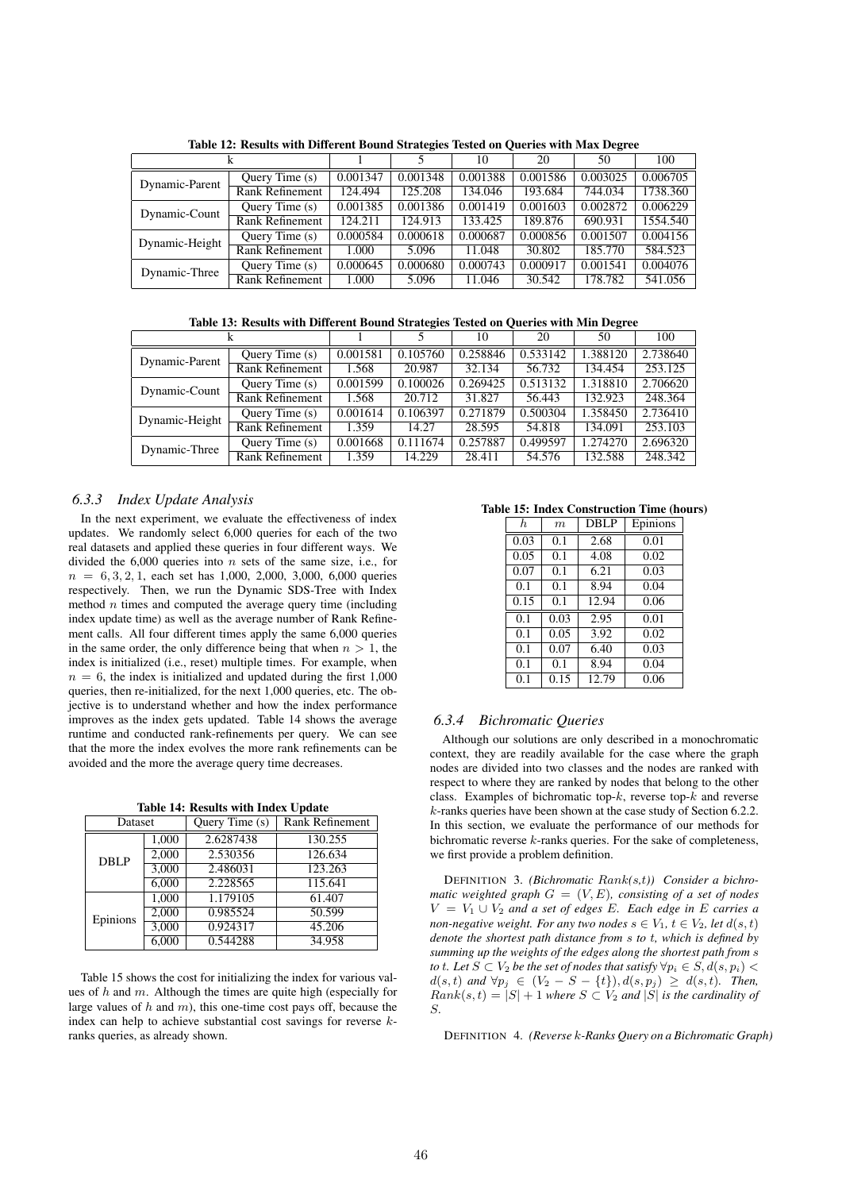**Table 12: Results with Different Bound Strategies Tested on Queries with Max Degree**

| k | | 1 | 5 | 10 | 20 | 50 | 100 |
|---|---|---|---|---|---|---|---|
| Dynamic-Parent | Query Time (s) | 0.001347 | 0.001348 | 0.001388 | 0.001586 | 0.003025 | 0.006705 |
| | Rank Refinement | 124.494 | 125.208 | 134.046 | 193.684 | 744.034 | 1738.360 |
| Dynamic-Count | Query Time (s) | 0.001385 | 0.001386 | 0.001419 | 0.001603 | 0.002872 | 0.006229 |
| | Rank Refinement | 124.211 | 124.913 | 133.425 | 189.876 | 690.931 | 1554.540 |
| Dynamic-Height | Query Time (s) | 0.000584 | 0.000618 | 0.000687 | 0.000856 | 0.001507 | 0.004156 |
| | Rank Refinement | 1.000 | 5.096 | 11.048 | 30.802 | 185.770 | 584.523 |
| Dynamic-Three | Query Time (s) | 0.000645 | 0.000680 | 0.000743 | 0.000917 | 0.001541 | 0.004076 |
| | Rank Refinement | 1.000 | 5.096 | 11.046 | 30.542 | 178.782 | 541.056 |

**Table 13: Results with Different Bound Strategies Tested on Queries with Min Degree**

| k | | 1 | 5 | 10 | 20 | 50 | 100 |
|---|---|---|---|---|---|---|---|
| Dynamic-Parent | Query Time (s) | 0.001581 | 0.105760 | 0.258846 | 0.533142 | 1.388120 | 2.738640 |
| | Rank Refinement | 1.568 | 20.987 | 32.134 | 56.732 | 134.454 | 253.125 |
| Dynamic-Count | Query Time (s) | 0.001599 | 0.100026 | 0.269425 | 0.513132 | 1.318810 | 2.706620 |
| | Rank Refinement | 1.568 | 20.712 | 31.827 | 56.443 | 132.923 | 248.364 |
| Dynamic-Height | Query Time (s) | 0.001614 | 0.106397 | 0.271879 | 0.500304 | 1.358450 | 2.736410 |
| | Rank Refinement | 1.359 | 14.27 | 28.595 | 54.818 | 134.091 | 253.103 |
| Dynamic-Three | Query Time (s) | 0.001668 | 0.111674 | 0.257887 | 0.499597 | 1.274270 | 2.696320 |
| | Rank Refinement | 1.359 | 14.229 | 28.411 | 54.576 | 132.588 | 248.342 |

### *6.3.3 Index Update Analysis*

In the next experiment, we evaluate the effectiveness of index updates. We randomly select 6,000 queries for each of the two real datasets and applied these queries in four different ways. We divided the 6,000 queries into $n$ sets of the same size, i.e., for $n = 6, 3, 2, 1$, each set has 1,000, 2,000, 3,000, 6,000 queries respectively. Then, we run the Dynamic SDS-Tree with Index method $n$ times and computed the average query time (including index update time) as well as the average number of Rank Refinement calls. All four different times apply the same 6,000 queries in the same order, the only difference being that when $n > 1$, the index is initialized (i.e., reset) multiple times. For example, when $n = 6$, the index is initialized and updated during the first 1,000 queries, then re-initialized, for the next 1,000 queries, etc. The objective is to understand whether and how the index performance improves as the index gets updated. Table 14 shows the average runtime and conducted rank-refinements per query. We can see that the more the index evolves the more rank refinements can be avoided and the more the average query time decreases.

**Table 14: Results with Index Update**

| Dataset | | Query Time (s) | Rank Refinement |
|---|---|---|---|
| DBLP | 1,000 | 2.6287438 | 130.255 |
| | 2,000 | 2.530356 | 126.634 |
| | 3,000 | 2.486031 | 123.263 |
| | 6,000 | 2.228565 | 115.641 |
| Epinions | 1,000 | 1.179105 | 61.407 |
| | 2,000 | 0.985524 | 50.599 |
| | 3,000 | 0.924317 | 45.206 |
| | 6,000 | 0.544288 | 34.958 |

Table 15 shows the cost for initializing the index for various values of $h$ and $m$. Although the times are quite high (especially for large values of $h$ and $m$), this one-time cost pays off, because the index can help to achieve substantial cost savings for reverse $k$-ranks queries, as already shown.

**Table 15: Index Construction Time (hours)**

| $h$ | $m$ | DBLP | Epinions |
|---|---|---|---|
| 0.03 | 0.1 | 2.68 | 0.01 |
| 0.05 | 0.1 | 4.08 | 0.02 |
| 0.07 | 0.1 | 6.21 | 0.03 |
| 0.1 | 0.1 | 8.94 | 0.04 |
| 0.15 | 0.1 | 12.94 | 0.06 |
| 0.1 | 0.03 | 2.95 | 0.01 |
| 0.1 | 0.05 | 3.92 | 0.02 |
| 0.1 | 0.07 | 6.40 | 0.03 |
| 0.1 | 0.1 | 8.94 | 0.04 |
| 0.1 | 0.15 | 12.79 | 0.06 |

### *6.3.4 Bichromatic Queries*

Although our solutions are only described in a monochromatic context, they are readily available for the case where the graph nodes are divided into two classes and the nodes are ranked with respect to where they are ranked by nodes that belong to the other class. Examples of bichromatic top-$k$, reverse top-$k$ and reverse $k$-ranks queries have been shown at the case study of Section 6.2.2. In this section, we evaluate the performance of our methods for bichromatic reverse $k$-ranks queries. For the sake of completeness, we first provide a problem definition.

DEFINITION 3. *(Bichromatic $Rank(s,t)$) Consider a bichromatic weighted graph $G = (V, E)$, consisting of a set of nodes $V = V_1 \cup V_2$ and a set of edges $E$. Each edge in $E$ carries a non-negative weight. For any two nodes $s \in V_1$, $t \in V_2$, let $d(s, t)$ denote the shortest path distance from $s$ to $t$, which is defined by summing up the weights of the edges along the shortest path from $s$ to $t$. Let $S \subset V_2$ be the set of nodes that satisfy $\forall p_i \in S, d(s, p_i) < d(s, t)$ and $\forall p_j \in (V_2 - S - \{t\}), d(s, p_j) \geq d(s, t)$. Then, $Rank(s, t) = |S| + 1$ where $S \subset V_2$ and $|S|$ is the cardinality of $S$.*

DEFINITION 4. *(Reverse $k$-Ranks Query on a Bichromatic Graph)*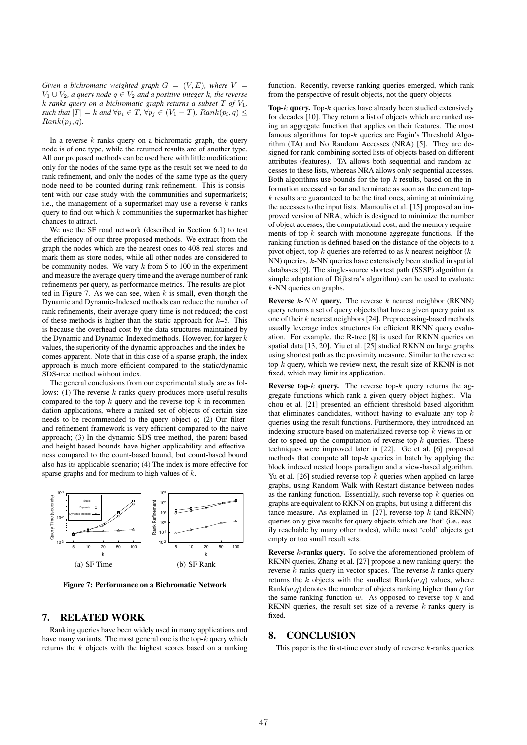*Given a bichromatic weighted graph $G = (V, E)$, where $V = V_1 \cup V_2$, a query node $q \in V_2$ and a positive integer k, the reverse k-ranks query on a bichromatic graph returns a subset $T$ of $V_1$, such that $|T| = k$ and $\forall p_i \in T$, $\forall p_j \in (V_1 - T)$, $Rank(p_i, q) \leq Rank(p_j, q)$.*

In a reverse $k$-ranks query on a bichromatic graph, the query node is of one type, while the returned results are of another type. All our proposed methods can be used here with little modification: only for the nodes of the same type as the result set we need to do rank refinement, and only the nodes of the same type as the query node need to be counted during rank refinement. This is consistent with our case study with the communities and supermarkets; i.e., the management of a supermarket may use a reverse $k$-ranks query to find out which $k$ communities the supermarket has higher chances to attract.

We use the SF road network (described in Section 6.1) to test the efficiency of our three proposed methods. We extract from the graph the nodes which are the nearest ones to 408 real stores and mark them as store nodes, while all other nodes are considered to be community nodes. We vary $k$ from 5 to 100 in the experiment and measure the average query time and the average number of rank refinements per query, as performance metrics. The results are plotted in Figure 7. As we can see, when $k$ is small, even though the Dynamic and Dynamic-Indexed methods can reduce the number of rank refinements, their average query time is not reduced; the cost of these methods is higher than the static approach for $k$=5. This is because the overhead cost by the data structures maintained by the Dynamic and Dynamic-Indexed methods. However, for larger $k$ values, the superiority of the dynamic approaches and the index becomes apparent. Note that in this case of a sparse graph, the index approach is much more efficient compared to the static/dynamic SDS-tree method without index.

The general conclusions from our experimental study are as follows: (1) The reverse $k$-ranks query produces more useful results compared to the top-$k$ query and the reverse top-$k$ in recommendation applications, where a ranked set of objects of certain size needs to be recommended to the query object $q$; (2) Our filter-and-refinement framework is very efficient compared to the naive approach; (3) In the dynamic SDS-tree method, the parent-based and height-based bounds have higher applicability and effectiveness compared to the count-based bound, but count-based bound also has its applicable scenario; (4) The index is more effective for sparse graphs and for medium to high values of $k$.

(a) SF Time (b) SF Rank

**Figure 7: Performance on a Bichromatic Network**

## 7. RELATED WORK

Ranking queries have been widely used in many applications and have many variants. The most general one is the top-$k$ query which returns the $k$ objects with the highest scores based on a ranking function. Recently, reverse ranking queries emerged, which rank from the perspective of result objects, not the query objects.

**Top-$k$ query.** Top-$k$ queries have already been studied extensively for decades [10]. They return a list of objects which are ranked using an aggregate function that applies on their features. The most famous algorithms for top-$k$ queries are Fagin's Threshold Algorithm (TA) and No Random Accesses (NRA) [5]. They are designed for rank-combining sorted lists of objects based on different attributes (features). TA allows both sequential and random accesses to these lists, whereas NRA allows only sequential accesses. Both algorithms use bounds for the top-$k$ results, based on the information accessed so far and terminate as soon as the current top-$k$ results are guaranteed to be the final ones, aiming at minimizing the accesses to the input lists. Mamoulis et al. [15] proposed an improved version of NRA, which is designed to minimize the number of object accesses, the computational cost, and the memory requirements of top-$k$ search with monotone aggregate functions. If the ranking function is defined based on the distance of the objects to a pivot object, top-$k$ queries are referred to as $k$ nearest neighbor ($k$-NN) queries. $k$-NN queries have extensively been studied in spatial databases [9]. The single-source shortest path (SSSP) algorithm (a simple adaptation of Dijkstra's algorithm) can be used to evaluate $k$-NN queries on graphs.

**Reverse $k$-$NN$ query.** The reverse $k$ nearest neighbor (RKNN) query returns a set of query objects that have a given query point as one of their $k$ nearest neighbors [24]. Preprocessing-based methods usually leverage index structures for efficient RKNN query evaluation. For example, the R-tree [8] is used for RKNN queries on spatial data [13, 20]. Yiu et al. [25] studied RKNN on large graphs using shortest path as the proximity measure. Similar to the reverse top-$k$ query, which we review next, the result size of RKNN is not fixed, which may limit its application.

**Reverse top-$k$ query.** The reverse top-$k$ query returns the aggregate functions which rank a given query object highest. Vlachou et al. [21] presented an efficient threshold-based algorithm that eliminates candidates, without having to evaluate any top-$k$ queries using the result functions. Furthermore, they introduced an indexing structure based on materialized reverse top-$k$ views in order to speed up the computation of reverse top-$k$ queries. These techniques were improved later in [22]. Ge et al. [6] proposed methods that compute all top-$k$ queries in batch by applying the block indexed nested loops paradigm and a view-based algorithm. Yu et al. [26] studied reverse top-$k$ queries when applied on large graphs, using Random Walk with Restart distance between nodes as the ranking function. Essentially, such reverse top-$k$ queries on graphs are equivalent to RKNN on graphs, but using a different distance measure. As explained in [27], reverse top-$k$ (and RKNN) queries only give results for query objects which are 'hot' (i.e., easily reachable by many other nodes), while most 'cold' objects get empty or too small result sets.

**Reverse $k$-ranks query.** To solve the aforementioned problem of RKNN queries, Zhang et al. [27] propose a new ranking query: the reverse $k$-ranks query in vector spaces. The reverse $k$-ranks query returns the $k$ objects with the smallest Rank($w$,$q$) values, where Rank($w$,$q$) denotes the number of objects ranking higher than $q$ for the same ranking function $w$. As opposed to reverse top-$k$ and RKNN queries, the result set size of a reverse $k$-ranks query is fixed.

## 8. CONCLUSION

This paper is the first-time ever study of reverse $k$-ranks queries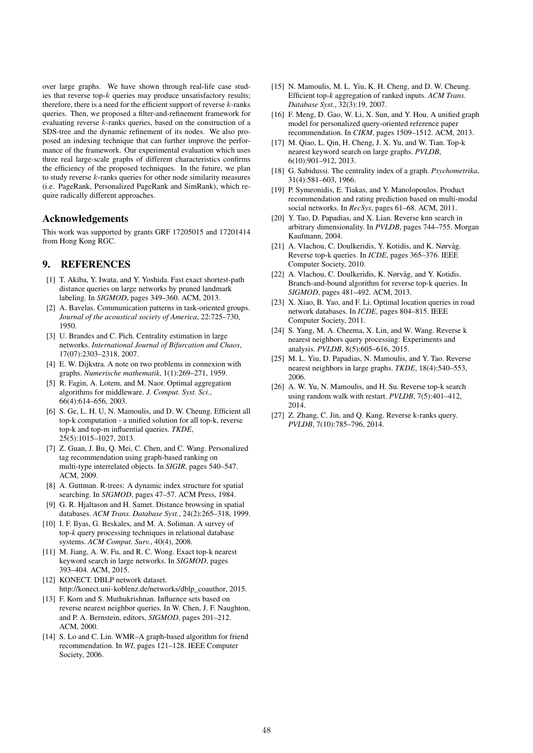over large graphs. We have shown through real-life case studies that reverse top-$k$ queries may produce unsatisfactory results; therefore, there is a need for the efficient support of reverse $k$-ranks queries. Then, we proposed a filter-and-refinement framework for evaluating reverse $k$-ranks queries, based on the construction of a SDS-tree and the dynamic refinement of its nodes. We also proposed an indexing technique that can further improve the performance of the framework. Our experimental evaluation which uses three real large-scale graphs of different characteristics confirms the efficiency of the proposed techniques. In the future, we plan to study reverse $k$-ranks queries for other node similarity measures (i.e. PageRank, Personalized PageRank and SimRank), which require radically different approaches.

## Acknowledgements

This work was supported by grants GRF 17205015 and 17201414 from Hong Kong RGC.

## 9. REFERENCES

[1] T. Akiba, Y. Iwata, and Y. Yoshida. Fast exact shortest-path distance queries on large networks by pruned landmark labeling. In *SIGMOD*, pages 349–360. ACM, 2013.

[2] A. Bavelas. Communication patterns in task-oriented groups. *Journal of the acoustical society of America*, 22:725–730, 1950.

[3] U. Brandes and C. Pich. Centrality estimation in large networks. *International Journal of Bifurcation and Chaos*, 17(07):2303–2318, 2007.

[4] E. W. Dijkstra. A note on two problems in connexion with graphs. *Numerische mathematik*, 1(1):269–271, 1959.

[5] R. Fagin, A. Lotem, and M. Naor. Optimal aggregation algorithms for middleware. *J. Comput. Syst. Sci.*, 66(4):614–656, 2003.

[6] S. Ge, L. H. U, N. Mamoulis, and D. W. Cheung. Efficient all top-k computation - a unified solution for all top-k, reverse top-k and top-m influential queries. *TKDE*, 25(5):1015–1027, 2013.

[7] Z. Guan, J. Bu, Q. Mei, C. Chen, and C. Wang. Personalized tag recommendation using graph-based ranking on multi-type interrelated objects. In *SIGIR*, pages 540–547. ACM, 2009.

[8] A. Guttman. R-trees: A dynamic index structure for spatial searching. In *SIGMOD*, pages 47–57. ACM Press, 1984.

[9] G. R. Hjaltason and H. Samet. Distance browsing in spatial databases. *ACM Trans. Database Syst.*, 24(2):265–318, 1999.

[10] I. F. Ilyas, G. Beskales, and M. A. Soliman. A survey of top-*k* query processing techniques in relational database systems. *ACM Comput. Surv.*, 40(4), 2008.

[11] M. Jiang, A. W. Fu, and R. C. Wong. Exact top-k nearest keyword search in large networks. In *SIGMOD*, pages 393–404. ACM, 2015.

[12] KONECT. DBLP network dataset. http://konect.uni-koblenz.de/networks/dblp_coauthor, 2015.

[13] F. Korn and S. Muthukrishnan. Influence sets based on reverse nearest neighbor queries. In W. Chen, J. F. Naughton, and P. A. Bernstein, editors, *SIGMOD*, pages 201–212. ACM, 2000.

[14] S. Lo and C. Lin. WMR–A graph-based algorithm for friend recommendation. In *WI*, pages 121–128. IEEE Computer Society, 2006.

[15] N. Mamoulis, M. L. Yiu, K. H. Cheng, and D. W. Cheung. Efficient top-*k* aggregation of ranked inputs. *ACM Trans. Database Syst.*, 32(3):19, 2007.

[16] F. Meng, D. Gao, W. Li, X. Sun, and Y. Hou. A unified graph model for personalized query-oriented reference paper recommendation. In *CIKM*, pages 1509–1512. ACM, 2013.

[17] M. Qiao, L. Qin, H. Cheng, J. X. Yu, and W. Tian. Top-k nearest keyword search on large graphs. *PVLDB*, 6(10):901–912, 2013.

[18] G. Sabidussi. The centrality index of a graph. *Psychometrika*, 31(4):581–603, 1966.

[19] P. Symeonidis, E. Tiakas, and Y. Manolopoulos. Product recommendation and rating prediction based on multi-modal social networks. In *RecSys*, pages 61–68. ACM, 2011.

[20] Y. Tao, D. Papadias, and X. Lian. Reverse knn search in arbitrary dimensionality. In *PVLDB*, pages 744–755. Morgan Kaufmann, 2004.

[21] A. Vlachou, C. Doulkeridis, Y. Kotidis, and K. Nørvåg. Reverse top-k queries. In *ICDE*, pages 365–376. IEEE Computer Society, 2010.

[22] A. Vlachou, C. Doulkeridis, K. Nørvåg, and Y. Kotidis. Branch-and-bound algorithm for reverse top-k queries. In *SIGMOD*, pages 481–492. ACM, 2013.

[23] X. Xiao, B. Yao, and F. Li. Optimal location queries in road network databases. In *ICDE*, pages 804–815. IEEE Computer Society, 2011.

[24] S. Yang, M. A. Cheema, X. Lin, and W. Wang. Reverse k nearest neighbors query processing: Experiments and analysis. *PVLDB*, 8(5):605–616, 2015.

[25] M. L. Yiu, D. Papadias, N. Mamoulis, and Y. Tao. Reverse nearest neighbors in large graphs. *TKDE*, 18(4):540–553, 2006.

[26] A. W. Yu, N. Mamoulis, and H. Su. Reverse top-k search using random walk with restart. *PVLDB*, 7(5):401–412, 2014.

[27] Z. Zhang, C. Jin, and Q. Kang. Reverse k-ranks query. *PVLDB*, 7(10):785–796, 2014.